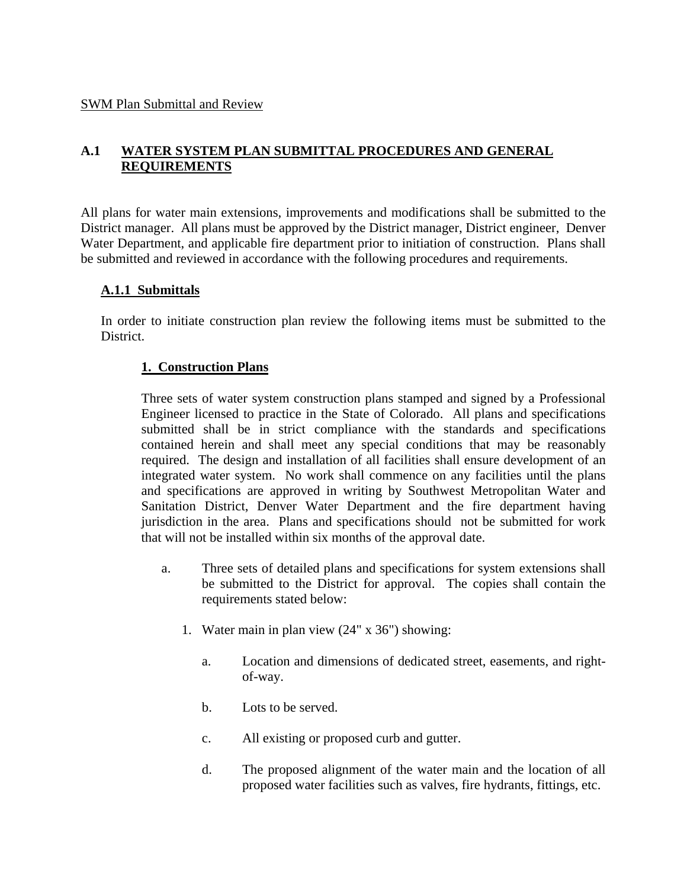SWM Plan Submittal and Review

## A.1 WATER SYSTEM PLAN SUBMITTAL PROCEDURES AND GENERAL REQUIREMENTS

All plans for water main extensions, improvements and modifications shall be submitted to the District manager. All plans must be approved by the District manager, District engineer, Denver Water Department, and applicable fire department prior to initiation of construction. Plans shall be submitted and reviewed in accordance with the following procedures and requirements.

### A.1.1 Submittals

In order to initiate construction plan review the following items must be submitted to the District.

#### 1. Construction Plans

Three sets of water system construction plans stamped and signed by a Professional Engineer licensed to practice in the State of Colorado. All plans and specifications submitted shall be in strict compliance with the standards and specifications contained herein and shall meet any special conditions that may be reasonably required. The design and installation of all facilities shall ensure development of an integrated water system. No work shall commence on any facilities until the plans and specifications are approved in writing by Southwest Metropolitan Water and Sanitation District, Denver Water Department and the fire department having jurisdiction in the area. Plans and specifications should not be submitted for work that will not be installed within six months of the approval date.

a. Three sets of detailed plans and specifications for system extensions shall be submitted to the District for approval. The copies shall contain the requirements stated below:

   1. Water main in plan view (24" x 36") showing:

      a. Location and dimensions of dedicated street, easements, and right-of-way.

      b. Lots to be served.

      c. All existing or proposed curb and gutter.

      d. The proposed alignment of the water main and the location of all proposed water facilities such as valves, fire hydrants, fittings, etc.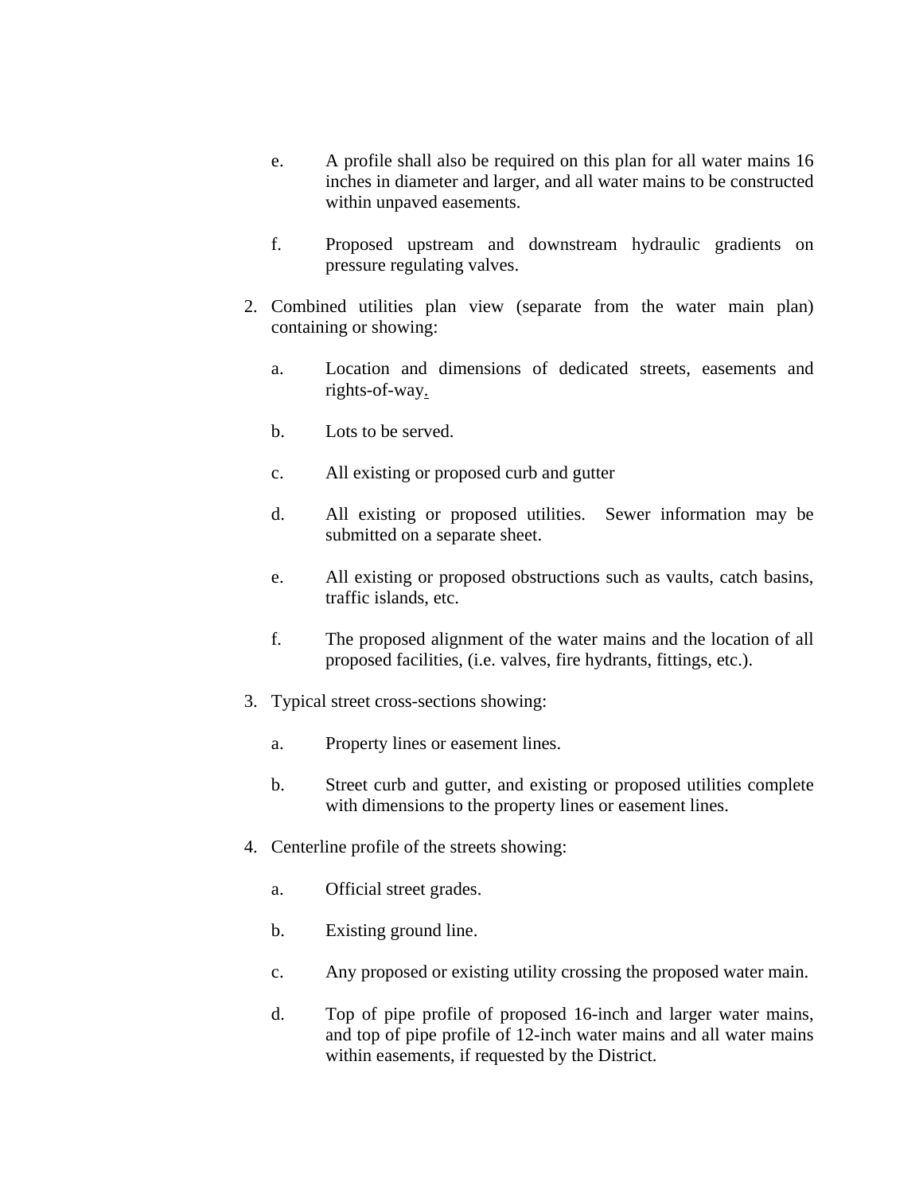e. A profile shall also be required on this plan for all water mains 16 inches in diameter and larger, and all water mains to be constructed within unpaved easements.

   f. Proposed upstream and downstream hydraulic gradients on pressure regulating valves.

2. Combined utilities plan view (separate from the water main plan) containing or showing:

   a. Location and dimensions of dedicated streets, easements and rights-of-way.

   b. Lots to be served.

   c. All existing or proposed curb and gutter

   d. All existing or proposed utilities. Sewer information may be submitted on a separate sheet.

   e. All existing or proposed obstructions such as vaults, catch basins, traffic islands, etc.

   f. The proposed alignment of the water mains and the location of all proposed facilities, (i.e. valves, fire hydrants, fittings, etc.).

3. Typical street cross-sections showing:

   a. Property lines or easement lines.

   b. Street curb and gutter, and existing or proposed utilities complete with dimensions to the property lines or easement lines.

4. Centerline profile of the streets showing:

   a. Official street grades.

   b. Existing ground line.

   c. Any proposed or existing utility crossing the proposed water main.

   d. Top of pipe profile of proposed 16-inch and larger water mains, and top of pipe profile of 12-inch water mains and all water mains within easements, if requested by the District.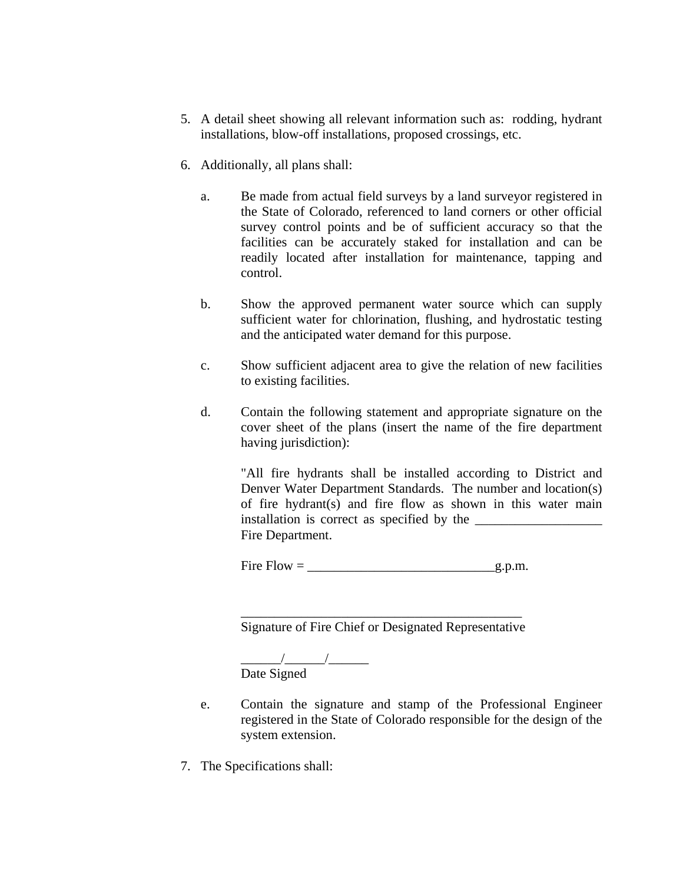5. A detail sheet showing all relevant information such as: rodding, hydrant installations, blow-off installations, proposed crossings, etc.

6. Additionally, all plans shall:

    a. Be made from actual field surveys by a land surveyor registered in the State of Colorado, referenced to land corners or other official survey control points and be of sufficient accuracy so that the facilities can be accurately staked for installation and can be readily located after installation for maintenance, tapping and control.

    b. Show the approved permanent water source which can supply sufficient water for chlorination, flushing, and hydrostatic testing and the anticipated water demand for this purpose.

    c. Show sufficient adjacent area to give the relation of new facilities to existing facilities.

    d. Contain the following statement and appropriate signature on the cover sheet of the plans (insert the name of the fire department having jurisdiction):

        "All fire hydrants shall be installed according to District and Denver Water Department Standards. The number and location(s) of fire hydrant(s) and fire flow as shown in this water main installation is correct as specified by the ___________________ Fire Department.

        Fire Flow = ____________________________g.p.m.

        __________________________________________
        Signature of Fire Chief or Designated Representative

        ______/______/______
        Date Signed

    e. Contain the signature and stamp of the Professional Engineer registered in the State of Colorado responsible for the design of the system extension.

7. The Specifications shall: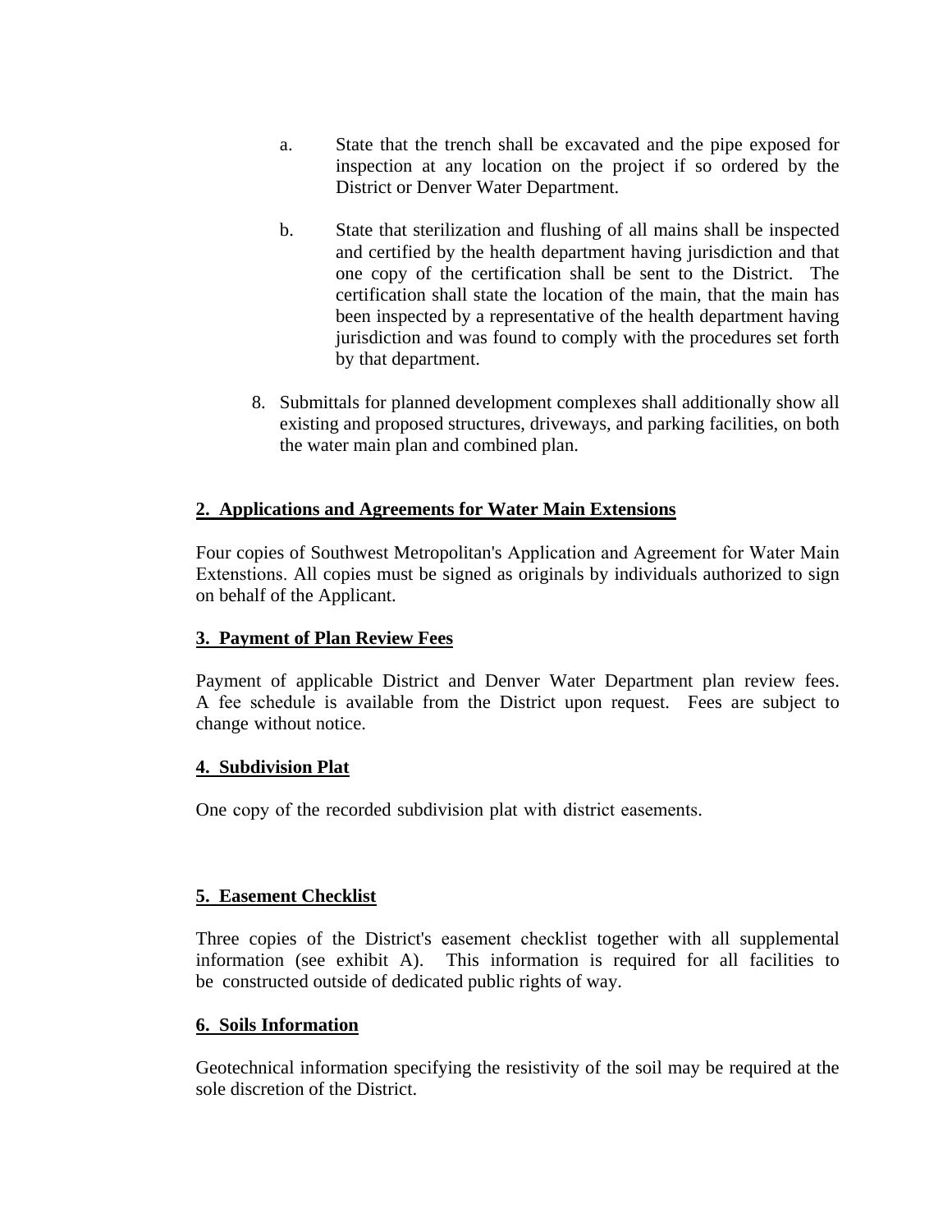a. State that the trench shall be excavated and the pipe exposed for inspection at any location on the project if so ordered by the District or Denver Water Department.

b. State that sterilization and flushing of all mains shall be inspected and certified by the health department having jurisdiction and that one copy of the certification shall be sent to the District. The certification shall state the location of the main, that the main has been inspected by a representative of the health department having jurisdiction and was found to comply with the procedures set forth by that department.

8. Submittals for planned development complexes shall additionally show all existing and proposed structures, driveways, and parking facilities, on both the water main plan and combined plan.

**2. Applications and Agreements for Water Main Extensions**

Four copies of Southwest Metropolitan's Application and Agreement for Water Main Extenstions. All copies must be signed as originals by individuals authorized to sign on behalf of the Applicant.

**3. Payment of Plan Review Fees**

Payment of applicable District and Denver Water Department plan review fees. A fee schedule is available from the District upon request. Fees are subject to change without notice.

**4. Subdivision Plat**

One copy of the recorded subdivision plat with district easements.

**5. Easement Checklist**

Three copies of the District's easement checklist together with all supplemental information (see exhibit A). This information is required for all facilities to be constructed outside of dedicated public rights of way.

**6. Soils Information**

Geotechnical information specifying the resistivity of the soil may be required at the sole discretion of the District.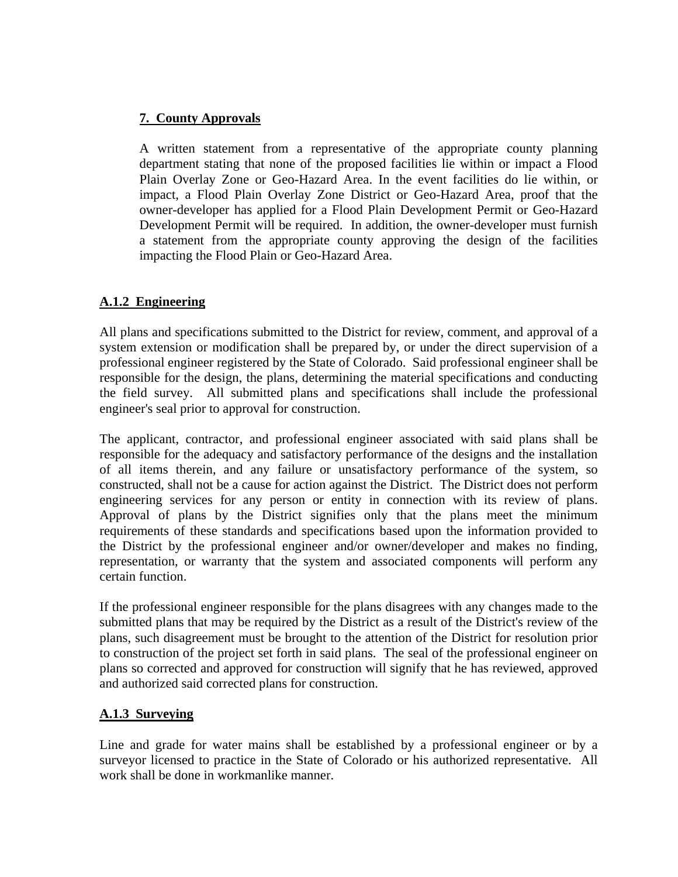#### 7. County Approvals

A written statement from a representative of the appropriate county planning department stating that none of the proposed facilities lie within or impact a Flood Plain Overlay Zone or Geo-Hazard Area. In the event facilities do lie within, or impact, a Flood Plain Overlay Zone District or Geo-Hazard Area, proof that the owner-developer has applied for a Flood Plain Development Permit or Geo-Hazard Development Permit will be required. In addition, the owner-developer must furnish a statement from the appropriate county approving the design of the facilities impacting the Flood Plain or Geo-Hazard Area.

### A.1.2 Engineering

All plans and specifications submitted to the District for review, comment, and approval of a system extension or modification shall be prepared by, or under the direct supervision of a professional engineer registered by the State of Colorado. Said professional engineer shall be responsible for the design, the plans, determining the material specifications and conducting the field survey. All submitted plans and specifications shall include the professional engineer's seal prior to approval for construction.

The applicant, contractor, and professional engineer associated with said plans shall be responsible for the adequacy and satisfactory performance of the designs and the installation of all items therein, and any failure or unsatisfactory performance of the system, so constructed, shall not be a cause for action against the District. The District does not perform engineering services for any person or entity in connection with its review of plans. Approval of plans by the District signifies only that the plans meet the minimum requirements of these standards and specifications based upon the information provided to the District by the professional engineer and/or owner/developer and makes no finding, representation, or warranty that the system and associated components will perform any certain function.

If the professional engineer responsible for the plans disagrees with any changes made to the submitted plans that may be required by the District as a result of the District's review of the plans, such disagreement must be brought to the attention of the District for resolution prior to construction of the project set forth in said plans. The seal of the professional engineer on plans so corrected and approved for construction will signify that he has reviewed, approved and authorized said corrected plans for construction.

### A.1.3 Surveying

Line and grade for water mains shall be established by a professional engineer or by a surveyor licensed to practice in the State of Colorado or his authorized representative. All work shall be done in workmanlike manner.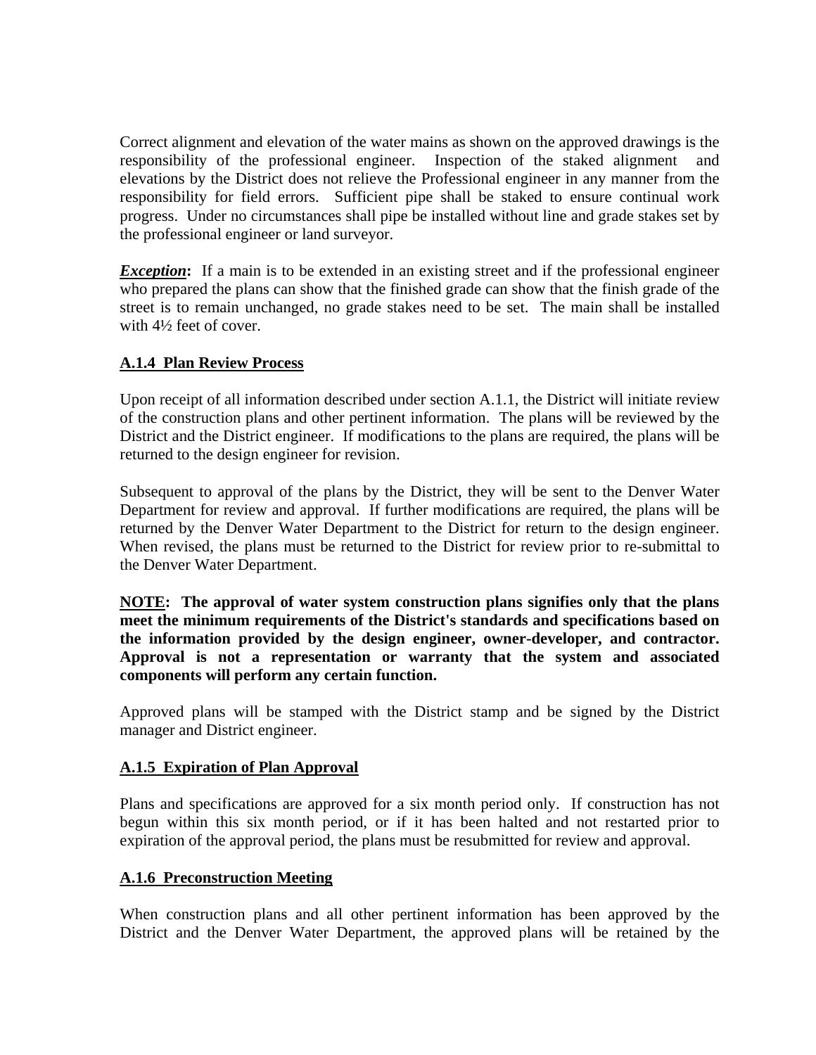Correct alignment and elevation of the water mains as shown on the approved drawings is the responsibility of the professional engineer. Inspection of the staked alignment and elevations by the District does not relieve the Professional engineer in any manner from the responsibility for field errors. Sufficient pipe shall be staked to ensure continual work progress. Under no circumstances shall pipe be installed without line and grade stakes set by the professional engineer or land surveyor.

***Exception*:** If a main is to be extended in an existing street and if the professional engineer who prepared the plans can show that the finished grade can show that the finish grade of the street is to remain unchanged, no grade stakes need to be set. The main shall be installed with 4½ feet of cover.

### A.1.4 Plan Review Process

Upon receipt of all information described under section A.1.1, the District will initiate review of the construction plans and other pertinent information. The plans will be reviewed by the District and the District engineer. If modifications to the plans are required, the plans will be returned to the design engineer for revision.

Subsequent to approval of the plans by the District, they will be sent to the Denver Water Department for review and approval. If further modifications are required, the plans will be returned by the Denver Water Department to the District for return to the design engineer. When revised, the plans must be returned to the District for review prior to re-submittal to the Denver Water Department.

**NOTE: The approval of water system construction plans signifies only that the plans meet the minimum requirements of the District's standards and specifications based on the information provided by the design engineer, owner-developer, and contractor. Approval is not a representation or warranty that the system and associated components will perform any certain function.**

Approved plans will be stamped with the District stamp and be signed by the District manager and District engineer.

### A.1.5 Expiration of Plan Approval

Plans and specifications are approved for a six month period only. If construction has not begun within this six month period, or if it has been halted and not restarted prior to expiration of the approval period, the plans must be resubmitted for review and approval.

### A.1.6 Preconstruction Meeting

When construction plans and all other pertinent information has been approved by the District and the Denver Water Department, the approved plans will be retained by the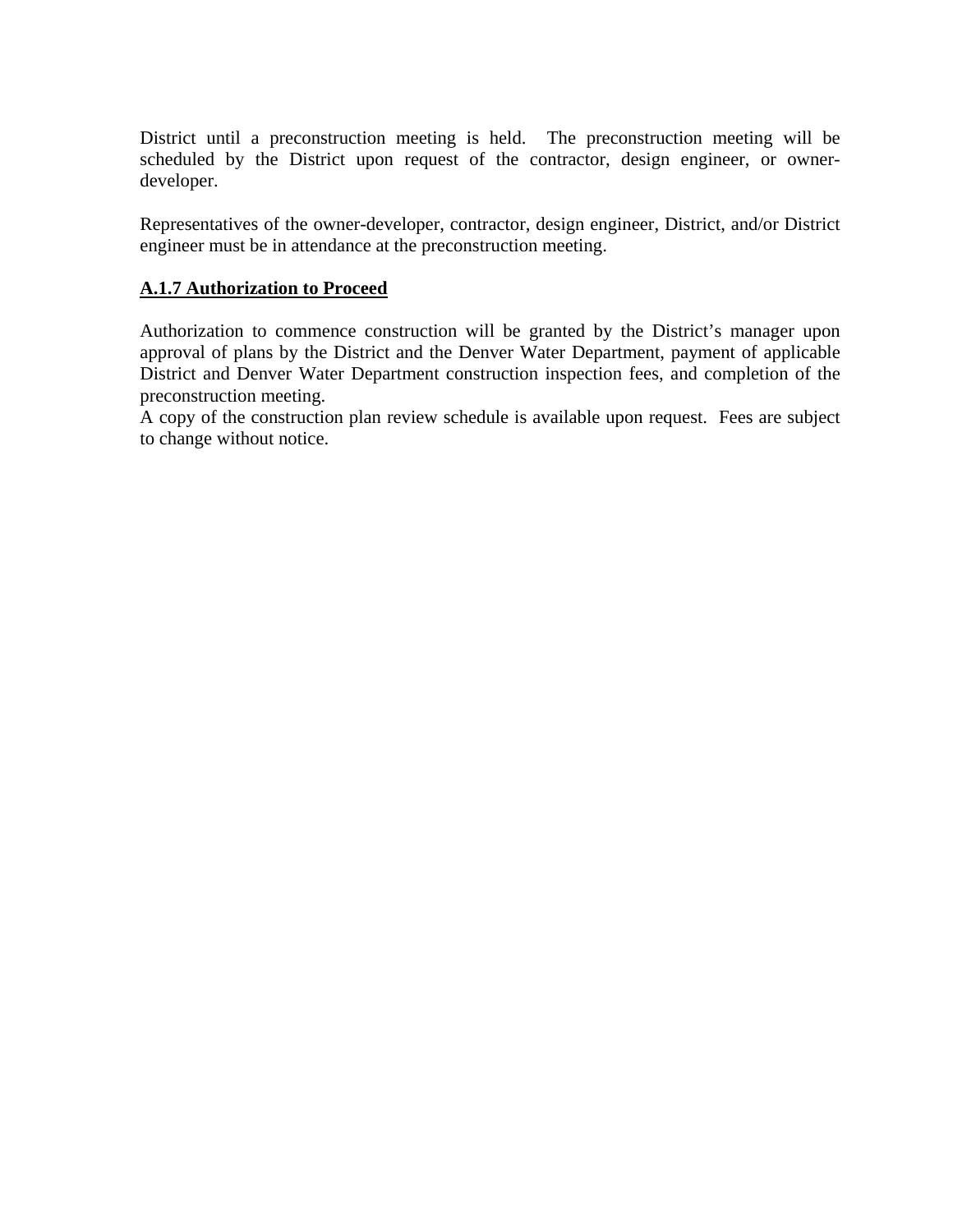District until a preconstruction meeting is held. The preconstruction meeting will be scheduled by the District upon request of the contractor, design engineer, or owner-developer.

Representatives of the owner-developer, contractor, design engineer, District, and/or District engineer must be in attendance at the preconstruction meeting.

### A.1.7 Authorization to Proceed

Authorization to commence construction will be granted by the District's manager upon approval of plans by the District and the Denver Water Department, payment of applicable District and Denver Water Department construction inspection fees, and completion of the preconstruction meeting.
A copy of the construction plan review schedule is available upon request. Fees are subject to change without notice.